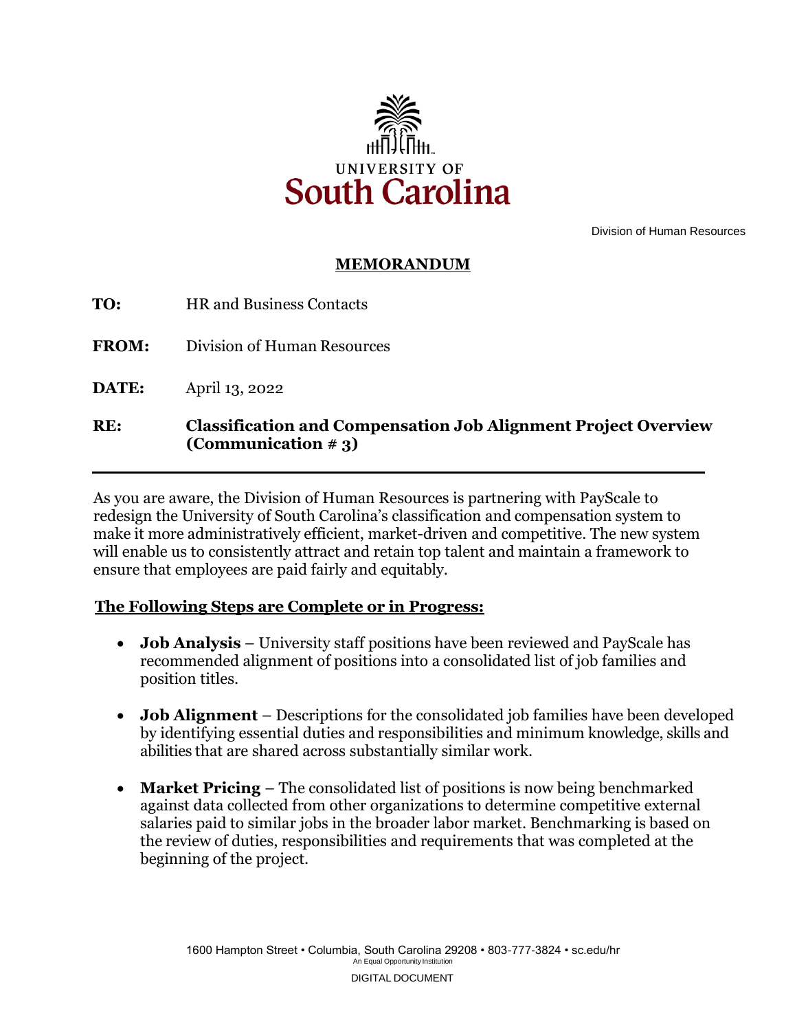UNIVERSITY OF
South Carolina

Division of Human Resources

## MEMORANDUM

**TO:** HR and Business Contacts

**FROM:** Division of Human Resources

**DATE:** April 13, 2022

**RE:** **Classification and Compensation Job Alignment Project Overview (Communication # 3)**

---

As you are aware, the Division of Human Resources is partnering with PayScale to redesign the University of South Carolina's classification and compensation system to make it more administratively efficient, market-driven and competitive. The new system will enable us to consistently attract and retain top talent and maintain a framework to ensure that employees are paid fairly and equitably.

**The Following Steps are Complete or in Progress:**

- **Job Analysis** – University staff positions have been reviewed and PayScale has recommended alignment of positions into a consolidated list of job families and position titles.
- **Job Alignment** – Descriptions for the consolidated job families have been developed by identifying essential duties and responsibilities and minimum knowledge, skills and abilities that are shared across substantially similar work.
- **Market Pricing** – The consolidated list of positions is now being benchmarked against data collected from other organizations to determine competitive external salaries paid to similar jobs in the broader labor market. Benchmarking is based on the review of duties, responsibilities and requirements that was completed at the beginning of the project.

1600 Hampton Street • Columbia, South Carolina 29208 • 803-777-3824 • sc.edu/hr
An Equal Opportunity Institution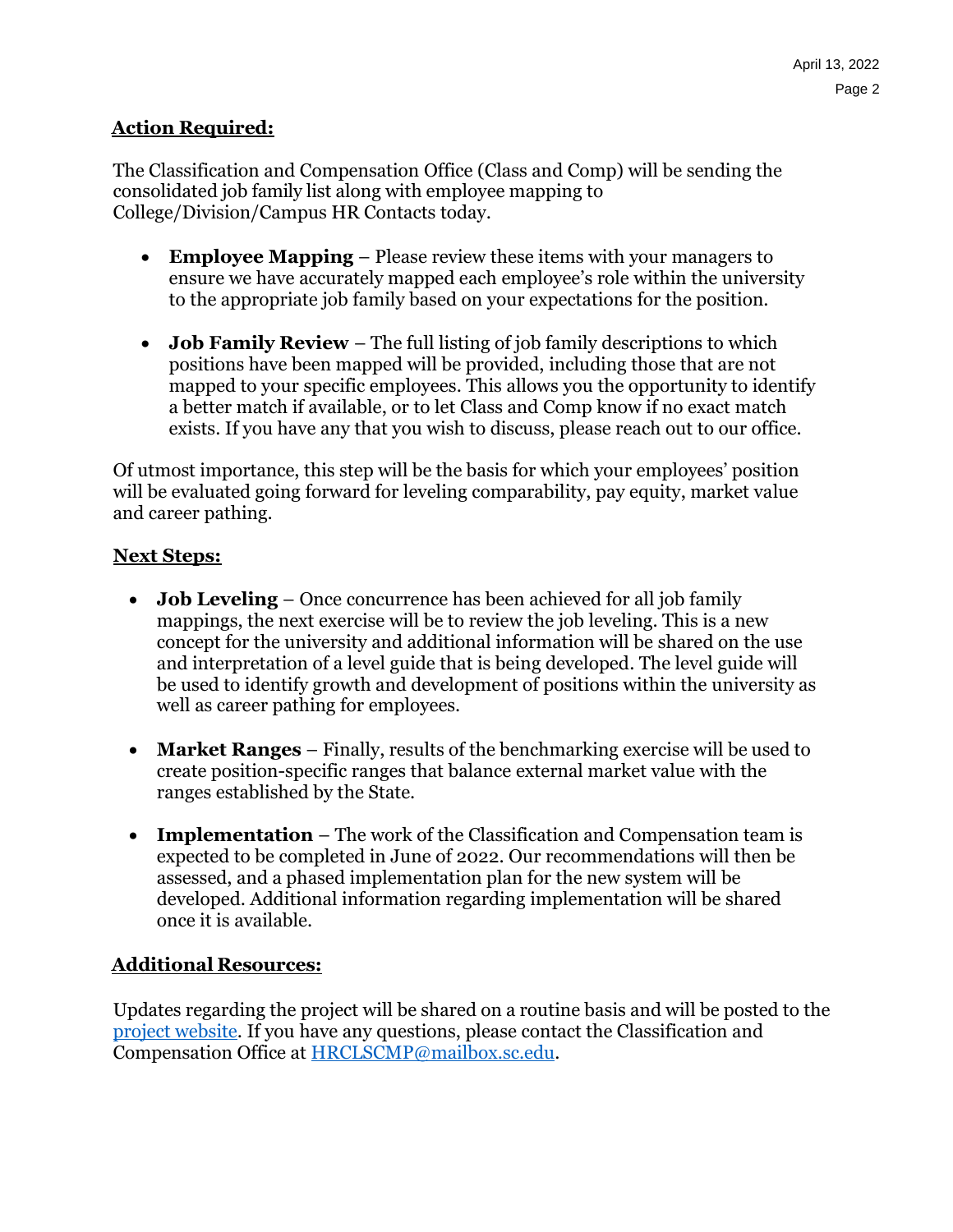**Action Required:**

The Classification and Compensation Office (Class and Comp) will be sending the consolidated job family list along with employee mapping to College/Division/Campus HR Contacts today.

- **Employee Mapping** – Please review these items with your managers to ensure we have accurately mapped each employee's role within the university to the appropriate job family based on your expectations for the position.

- **Job Family Review** – The full listing of job family descriptions to which positions have been mapped will be provided, including those that are not mapped to your specific employees. This allows you the opportunity to identify a better match if available, or to let Class and Comp know if no exact match exists. If you have any that you wish to discuss, please reach out to our office.

Of utmost importance, this step will be the basis for which your employees' position will be evaluated going forward for leveling comparability, pay equity, market value and career pathing.

**Next Steps:**

- **Job Leveling** – Once concurrence has been achieved for all job family mappings, the next exercise will be to review the job leveling. This is a new concept for the university and additional information will be shared on the use and interpretation of a level guide that is being developed. The level guide will be used to identify growth and development of positions within the university as well as career pathing for employees.

- **Market Ranges** – Finally, results of the benchmarking exercise will be used to create position-specific ranges that balance external market value with the ranges established by the State.

- **Implementation** – The work of the Classification and Compensation team is expected to be completed in June of 2022. Our recommendations will then be assessed, and a phased implementation plan for the new system will be developed. Additional information regarding implementation will be shared once it is available.

**Additional Resources:**

Updates regarding the project will be shared on a routine basis and will be posted to the project website. If you have any questions, please contact the Classification and Compensation Office at HRCLSCMP@mailbox.sc.edu.